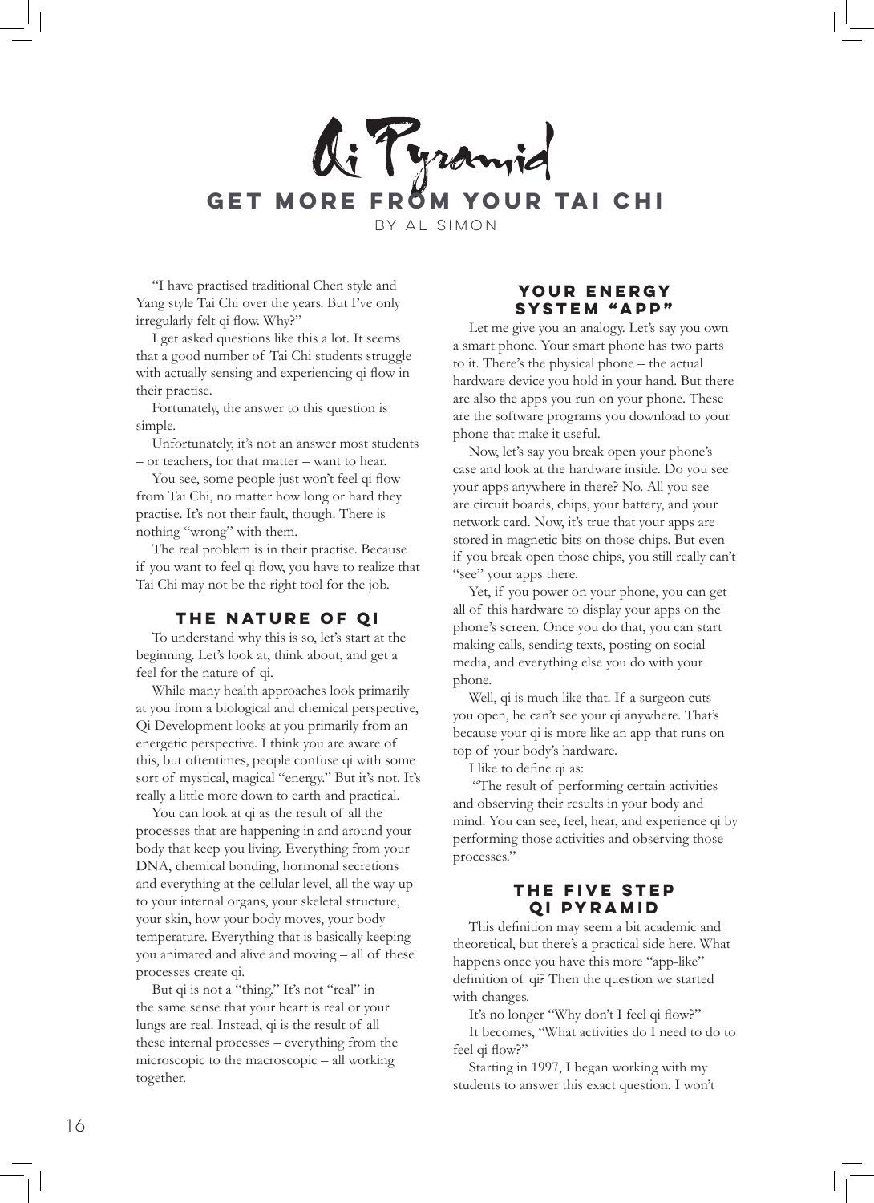# Qi Pyramid

## GET MORE FROM YOUR TAI CHI

BY AL SIMON

"I have practised traditional Chen style and Yang style Tai Chi over the years. But I've only irregularly felt qi flow. Why?"

I get asked questions like this a lot. It seems that a good number of Tai Chi students struggle with actually sensing and experiencing qi flow in their practise.

Fortunately, the answer to this question is simple.

Unfortunately, it's not an answer most students – or teachers, for that matter – want to hear.

You see, some people just won't feel qi flow from Tai Chi, no matter how long or hard they practise. It's not their fault, though. There is nothing "wrong" with them.

The real problem is in their practise. Because if you want to feel qi flow, you have to realize that Tai Chi may not be the right tool for the job.

### THE NATURE OF QI

To understand why this is so, let's start at the beginning. Let's look at, think about, and get a feel for the nature of qi.

While many health approaches look primarily at you from a biological and chemical perspective, Qi Development looks at you primarily from an energetic perspective. I think you are aware of this, but oftentimes, people confuse qi with some sort of mystical, magical "energy." But it's not. It's really a little more down to earth and practical.

You can look at qi as the result of all the processes that are happening in and around your body that keep you living. Everything from your DNA, chemical bonding, hormonal secretions and everything at the cellular level, all the way up to your internal organs, your skeletal structure, your skin, how your body moves, your body temperature. Everything that is basically keeping you animated and alive and moving – all of these processes create qi.

But qi is not a "thing." It's not "real" in the same sense that your heart is real or your lungs are real. Instead, qi is the result of all these internal processes – everything from the microscopic to the macroscopic – all working together.

### YOUR ENERGY SYSTEM "APP"

Let me give you an analogy. Let's say you own a smart phone. Your smart phone has two parts to it. There's the physical phone – the actual hardware device you hold in your hand. But there are also the apps you run on your phone. These are the software programs you download to your phone that make it useful.

Now, let's say you break open your phone's case and look at the hardware inside. Do you see your apps anywhere in there? No. All you see are circuit boards, chips, your battery, and your network card. Now, it's true that your apps are stored in magnetic bits on those chips. But even if you break open those chips, you still really can't "see" your apps there.

Yet, if you power on your phone, you can get all of this hardware to display your apps on the phone's screen. Once you do that, you can start making calls, sending texts, posting on social media, and everything else you do with your phone.

Well, qi is much like that. If a surgeon cuts you open, he can't see your qi anywhere. That's because your qi is more like an app that runs on top of your body's hardware.

I like to define qi as:

"The result of performing certain activities and observing their results in your body and mind. You can see, feel, hear, and experience qi by performing those activities and observing those processes."

### THE FIVE STEP QI PYRAMID

This definition may seem a bit academic and theoretical, but there's a practical side here. What happens once you have this more "app-like" definition of qi? Then the question we started with changes.

It's no longer "Why don't I feel qi flow?"

It becomes, "What activities do I need to do to feel qi flow?"

Starting in 1997, I began working with my students to answer this exact question. I won't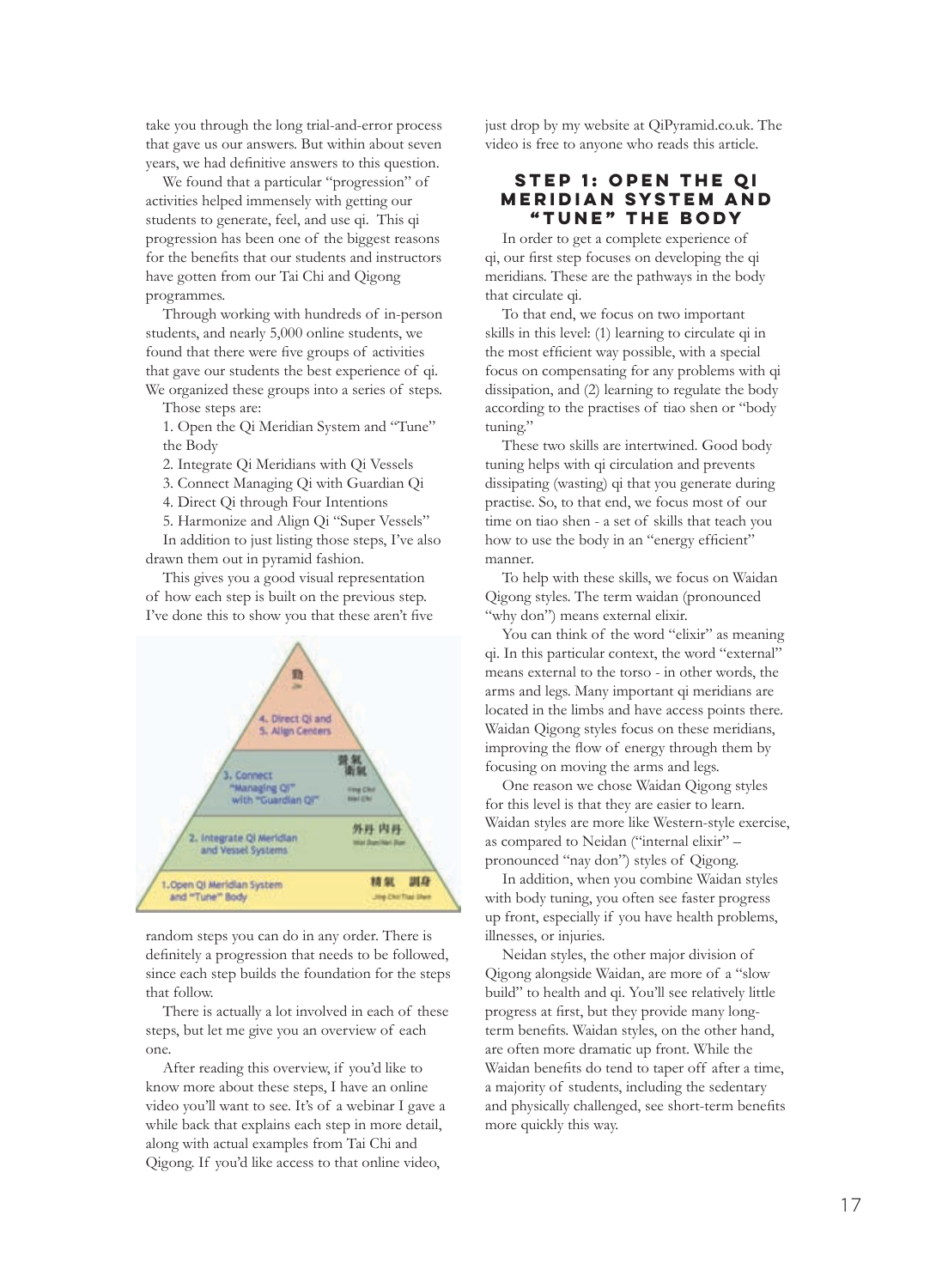take you through the long trial-and-error process that gave us our answers. But within about seven years, we had definitive answers to this question.

We found that a particular "progression" of activities helped immensely with getting our students to generate, feel, and use qi. This qi progression has been one of the biggest reasons for the benefits that our students and instructors have gotten from our Tai Chi and Qigong programmes.

Through working with hundreds of in-person students, and nearly 5,000 online students, we found that there were five groups of activities that gave our students the best experience of qi. We organized these groups into a series of steps.

Those steps are:

1. Open the Qi Meridian System and "Tune" the Body
2. Integrate Qi Meridians with Qi Vessels
3. Connect Managing Qi with Guardian Qi
4. Direct Qi through Four Intentions
5. Harmonize and Align Qi "Super Vessels"

In addition to just listing those steps, I've also drawn them out in pyramid fashion.

This gives you a good visual representation of how each step is built on the previous step. I've done this to show you that these aren't five random steps you can do in any order. There is definitely a progression that needs to be followed, since each step builds the foundation for the steps that follow.

There is actually a lot involved in each of these steps, but let me give you an overview of each one.

After reading this overview, if you'd like to know more about these steps, I have an online video you'll want to see. It's of a webinar I gave a while back that explains each step in more detail, along with actual examples from Tai Chi and Qigong. If you'd like access to that online video, just drop by my website at QiPyramid.co.uk. The video is free to anyone who reads this article.

## Step 1: Open the Qi Meridian System and "Tune" the Body

In order to get a complete experience of qi, our first step focuses on developing the qi meridians. These are the pathways in the body that circulate qi.

To that end, we focus on two important skills in this level: (1) learning to circulate qi in the most efficient way possible, with a special focus on compensating for any problems with qi dissipation, and (2) learning to regulate the body according to the practises of tiao shen or "body tuning."

These two skills are intertwined. Good body tuning helps with qi circulation and prevents dissipating (wasting) qi that you generate during practise. So, to that end, we focus most of our time on tiao shen - a set of skills that teach you how to use the body in an "energy efficient" manner.

To help with these skills, we focus on Waidan Qigong styles. The term waidan (pronounced "why don") means external elixir.

You can think of the word "elixir" as meaning qi. In this particular context, the word "external" means external to the torso - in other words, the arms and legs. Many important qi meridians are located in the limbs and have access points there. Waidan Qigong styles focus on these meridians, improving the flow of energy through them by focusing on moving the arms and legs.

One reason we chose Waidan Qigong styles for this level is that they are easier to learn. Waidan styles are more like Western-style exercise, as compared to Neidan ("internal elixir" – pronounced "nay don") styles of Qigong.

In addition, when you combine Waidan styles with body tuning, you often see faster progress up front, especially if you have health problems, illnesses, or injuries.

Neidan styles, the other major division of Qigong alongside Waidan, are more of a "slow build" to health and qi. You'll see relatively little progress at first, but they provide many long-term benefits. Waidan styles, on the other hand, are often more dramatic up front. While the Waidan benefits do tend to taper off after a time, a majority of students, including the sedentary and physically challenged, see short-term benefits more quickly this way.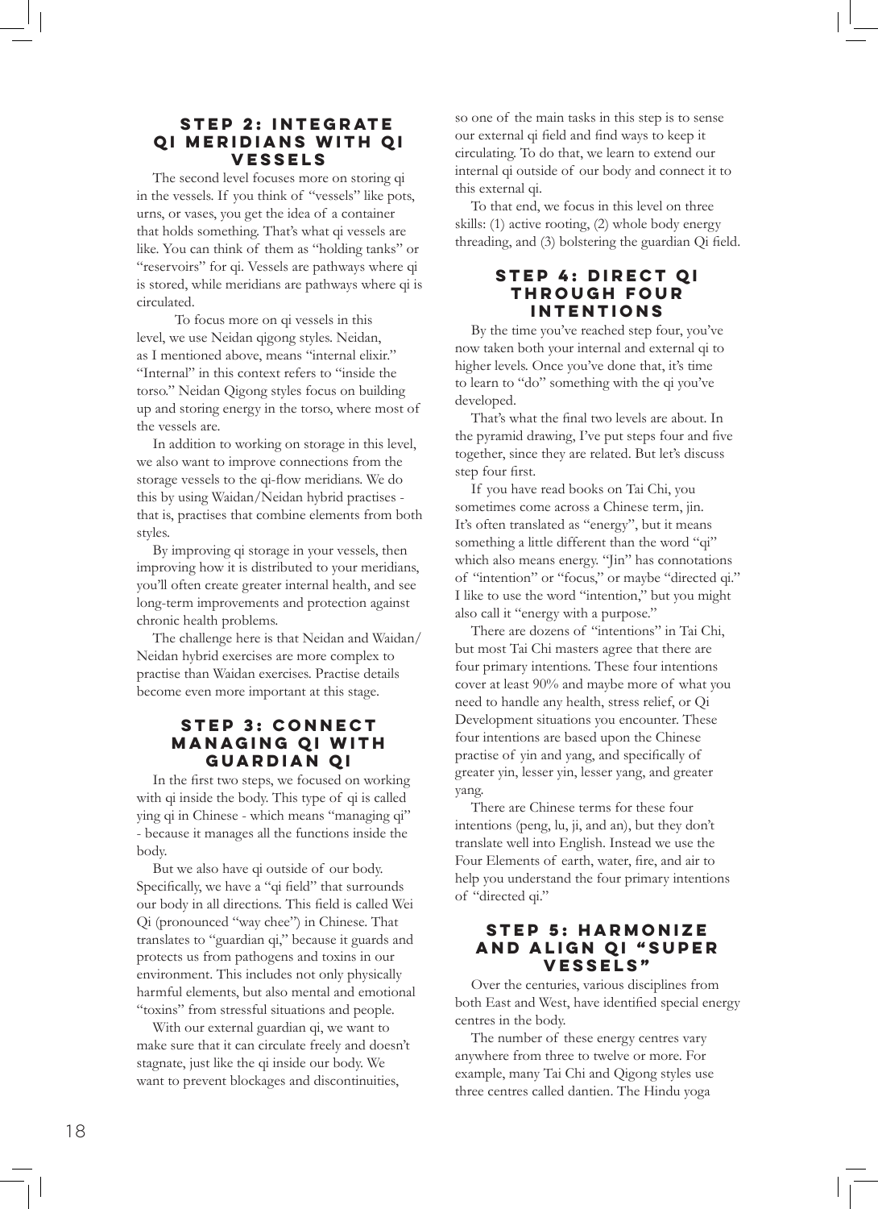## STEP 2: INTEGRATE QI MERIDIANS WITH QI VESSELS

The second level focuses more on storing qi in the vessels. If you think of "vessels" like pots, urns, or vases, you get the idea of a container that holds something. That's what qi vessels are like. You can think of them as "holding tanks" or "reservoirs" for qi. Vessels are pathways where qi is stored, while meridians are pathways where qi is circulated.

To focus more on qi vessels in this level, we use Neidan qigong styles. Neidan, as I mentioned above, means "internal elixir." "Internal" in this context refers to "inside the torso." Neidan Qigong styles focus on building up and storing energy in the torso, where most of the vessels are.

In addition to working on storage in this level, we also want to improve connections from the storage vessels to the qi-flow meridians. We do this by using Waidan/Neidan hybrid practises - that is, practises that combine elements from both styles.

By improving qi storage in your vessels, then improving how it is distributed to your meridians, you'll often create greater internal health, and see long-term improvements and protection against chronic health problems.

The challenge here is that Neidan and Waidan/Neidan hybrid exercises are more complex to practise than Waidan exercises. Practise details become even more important at this stage.

## STEP 3: CONNECT MANAGING QI WITH GUARDIAN QI

In the first two steps, we focused on working with qi inside the body. This type of qi is called ying qi in Chinese - which means "managing qi" - because it manages all the functions inside the body.

But we also have qi outside of our body. Specifically, we have a "qi field" that surrounds our body in all directions. This field is called Wei Qi (pronounced "way chee") in Chinese. That translates to "guardian qi," because it guards and protects us from pathogens and toxins in our environment. This includes not only physically harmful elements, but also mental and emotional "toxins" from stressful situations and people.

With our external guardian qi, we want to make sure that it can circulate freely and doesn't stagnate, just like the qi inside our body. We want to prevent blockages and discontinuities, so one of the main tasks in this step is to sense our external qi field and find ways to keep it circulating. To do that, we learn to extend our internal qi outside of our body and connect it to this external qi.

To that end, we focus in this level on three skills: (1) active rooting, (2) whole body energy threading, and (3) bolstering the guardian Qi field.

## STEP 4: DIRECT QI THROUGH FOUR INTENTIONS

By the time you've reached step four, you've now taken both your internal and external qi to higher levels. Once you've done that, it's time to learn to "do" something with the qi you've developed.

That's what the final two levels are about. In the pyramid drawing, I've put steps four and five together, since they are related. But let's discuss step four first.

If you have read books on Tai Chi, you sometimes come across a Chinese term, jin. It's often translated as "energy", but it means something a little different than the word "qi" which also means energy. "Jin" has connotations of "intention" or "focus," or maybe "directed qi." I like to use the word "intention," but you might also call it "energy with a purpose."

There are dozens of "intentions" in Tai Chi, but most Tai Chi masters agree that there are four primary intentions. These four intentions cover at least 90% and maybe more of what you need to handle any health, stress relief, or Qi Development situations you encounter. These four intentions are based upon the Chinese practise of yin and yang, and specifically of greater yin, lesser yin, lesser yang, and greater yang.

There are Chinese terms for these four intentions (peng, lu, ji, and an), but they don't translate well into English. Instead we use the Four Elements of earth, water, fire, and air to help you understand the four primary intentions of "directed qi."

## STEP 5: HARMONIZE AND ALIGN QI "SUPER VESSELS"

Over the centuries, various disciplines from both East and West, have identified special energy centres in the body.

The number of these energy centres vary anywhere from three to twelve or more. For example, many Tai Chi and Qigong styles use three centres called dantien. The Hindu yoga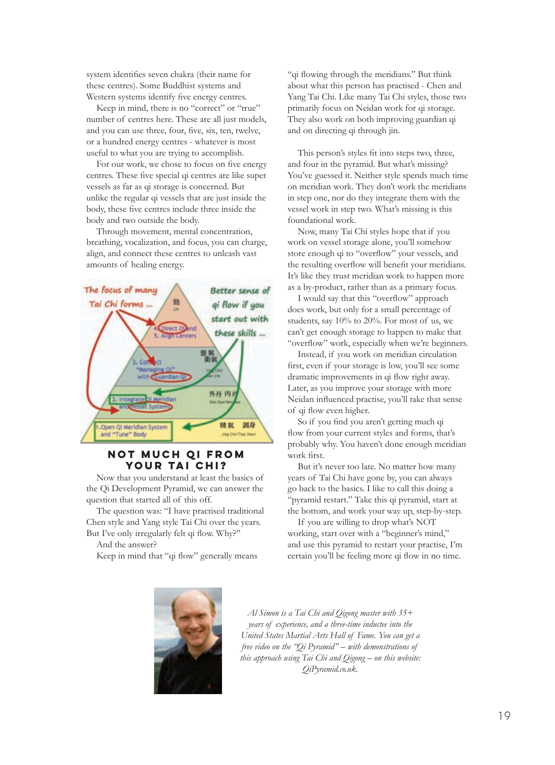system identifies seven chakra (their name for these centres). Some Buddhist systems and Western systems identify five energy centres.

Keep in mind, there is no "correct" or "true" number of centres here. These are all just models, and you can use three, four, five, six, ten, twelve, or a hundred energy centres - whatever is most useful to what you are trying to accomplish.

For our work, we chose to focus on five energy centres. These five special qi centres are like super vessels as far as qi storage is concerned. But unlike the regular qi vessels that are just inside the body, these five centres include three inside the body and two outside the body.

Through movement, mental concentration, breathing, vocalization, and focus, you can charge, align, and connect these centres to unleash vast amounts of healing energy.

The focus of many Tai Chi forms ...

Better sense of qi flow if you start out with these skills ...

4. Direct Qi and
5. Align Centers

3. Connect "Managing Qi" with Guardian Qi

2. Integrate Qi Meridian and Vessel System

1. Open Qi Meridian System and "Tune" Body

## NOT MUCH QI FROM YOUR TAI CHI?

Now that you understand at least the basics of the Qi Development Pyramid, we can answer the question that started all of this off.

The question was: "I have practised traditional Chen style and Yang style Tai Chi over the years. But I've only irregularly felt qi flow. Why?"

And the answer?

Keep in mind that "qi flow" generally means "qi flowing through the meridians." But think about what this person has practised - Chen and Yang Tai Chi. Like many Tai Chi styles, those two primarily focus on Neidan work for qi storage. They also work on both improving guardian qi and on directing qi through jin.

This person's styles fit into steps two, three, and four in the pyramid. But what's missing? You've guessed it. Neither style spends much time on meridian work. They don't work the meridians in step one, nor do they integrate them with the vessel work in step two. What's missing is this foundational work.

Now, many Tai Chi styles hope that if you work on vessel storage alone, you'll somehow store enough qi to "overflow" your vessels, and the resulting overflow will benefit your meridians. It's like they trust meridian work to happen more as a by-product, rather than as a primary focus.

I would say that this "overflow" approach does work, but only for a small percentage of students, say 10% to 20%. For most of us, we can't get enough storage to happen to make that "overflow" work, especially when we're beginners.

Instead, if you work on meridian circulation first, even if your storage is low, you'll see some dramatic improvements in qi flow right away. Later, as you improve your storage with more Neidan influenced practise, you'll take that sense of qi flow even higher.

So if you find you aren't getting much qi flow from your current styles and forms, that's probably why. You haven't done enough meridian work first.

But it's never too late. No matter how many years of Tai Chi have gone by, you can always go back to the basics. I like to call this doing a "pyramid restart." Take this qi pyramid, start at the bottom, and work your way up, step-by-step.

If you are willing to drop what's NOT working, start over with a "beginner's mind," and use this pyramid to restart your practise, I'm certain you'll be feeling more qi flow in no time.

*Al Simon is a Tai Chi and Qigong master with 35+ years of experience, and a three-time inductee into the United States Martial Arts Hall of Fame. You can get a free video on the "Qi Pyramid" – with demonstrations of this approach using Tai Chi and Qigong – on this website: QiPyramid.co.uk.*